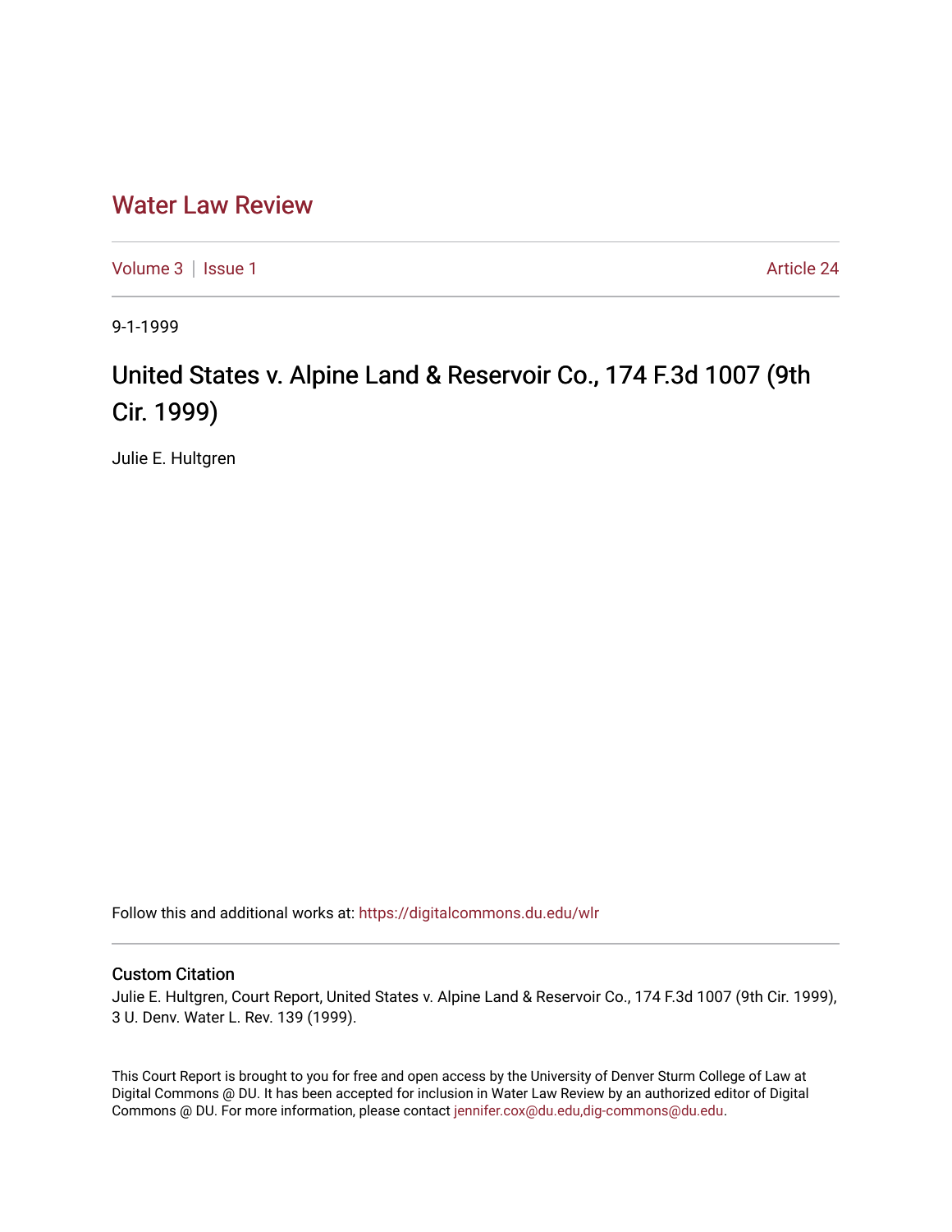# Water Law Review

Volume 3 | Issue 1 Article 24

9-1-1999

## United States v. Alpine Land & Reservoir Co., 174 F.3d 1007 (9th Cir. 1999)

Julie E. Hultgren

Follow this and additional works at: https://digitalcommons.du.edu/wlr

### Custom Citation

Julie E. Hultgren, Court Report, United States v. Alpine Land & Reservoir Co., 174 F.3d 1007 (9th Cir. 1999), 3 U. Denv. Water L. Rev. 139 (1999).

This Court Report is brought to you for free and open access by the University of Denver Sturm College of Law at Digital Commons @ DU. It has been accepted for inclusion in Water Law Review by an authorized editor of Digital Commons @ DU. For more information, please contact jennifer.cox@du.edu,dig-commons@du.edu.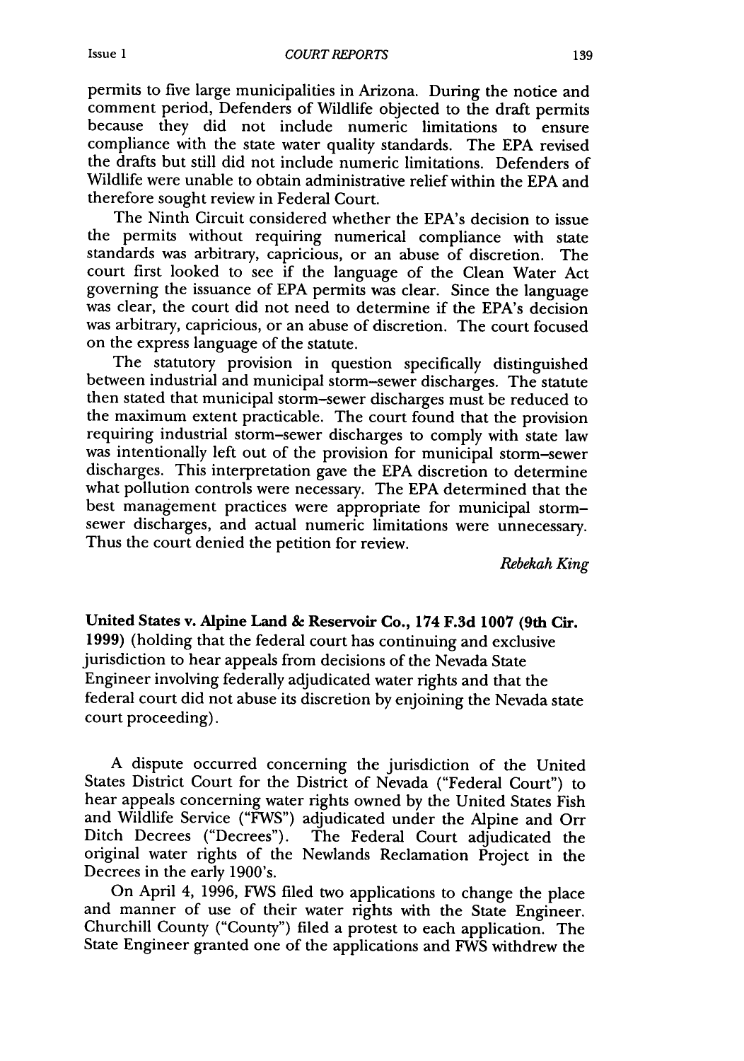permits to five large municipalities in Arizona. During the notice and comment period, Defenders of Wildlife objected to the draft permits because they did not include numeric limitations to ensure compliance with the state water quality standards. The EPA revised the drafts but still did not include numeric limitations. Defenders of Wildlife were unable to obtain administrative relief within the EPA and therefore sought review in Federal Court.

The Ninth Circuit considered whether the EPA's decision to issue the permits without requiring numerical compliance with state standards was arbitrary, capricious, or an abuse of discretion. The court first looked to see if the language of the Clean Water Act governing the issuance of EPA permits was clear. Since the language was clear, the court did not need to determine if the EPA's decision was arbitrary, capricious, or an abuse of discretion. The court focused on the express language of the statute.

The statutory provision in question specifically distinguished between industrial and municipal storm-sewer discharges. The statute then stated that municipal storm-sewer discharges must be reduced to the maximum extent practicable. The court found that the provision requiring industrial storm-sewer discharges to comply with state law was intentionally left out of the provision for municipal storm-sewer discharges. This interpretation gave the EPA discretion to determine what pollution controls were necessary. The EPA determined that the best management practices were appropriate for municipal storm-sewer discharges, and actual numeric limitations were unnecessary. Thus the court denied the petition for review.

*Rebekah King*

**United States v. Alpine Land & Reservoir Co., 174 F.3d 1007 (9th Cir. 1999)** (holding that the federal court has continuing and exclusive jurisdiction to hear appeals from decisions of the Nevada State Engineer involving federally adjudicated water rights and that the federal court did not abuse its discretion by enjoining the Nevada state court proceeding).

A dispute occurred concerning the jurisdiction of the United States District Court for the District of Nevada ("Federal Court") to hear appeals concerning water rights owned by the United States Fish and Wildlife Service ("FWS") adjudicated under the Alpine and Orr Ditch Decrees ("Decrees"). The Federal Court adjudicated the original water rights of the Newlands Reclamation Project in the Decrees in the early 1900's.

On April 4, 1996, FWS filed two applications to change the place and manner of use of their water rights with the State Engineer. Churchill County ("County") filed a protest to each application. The State Engineer granted one of the applications and FWS withdrew the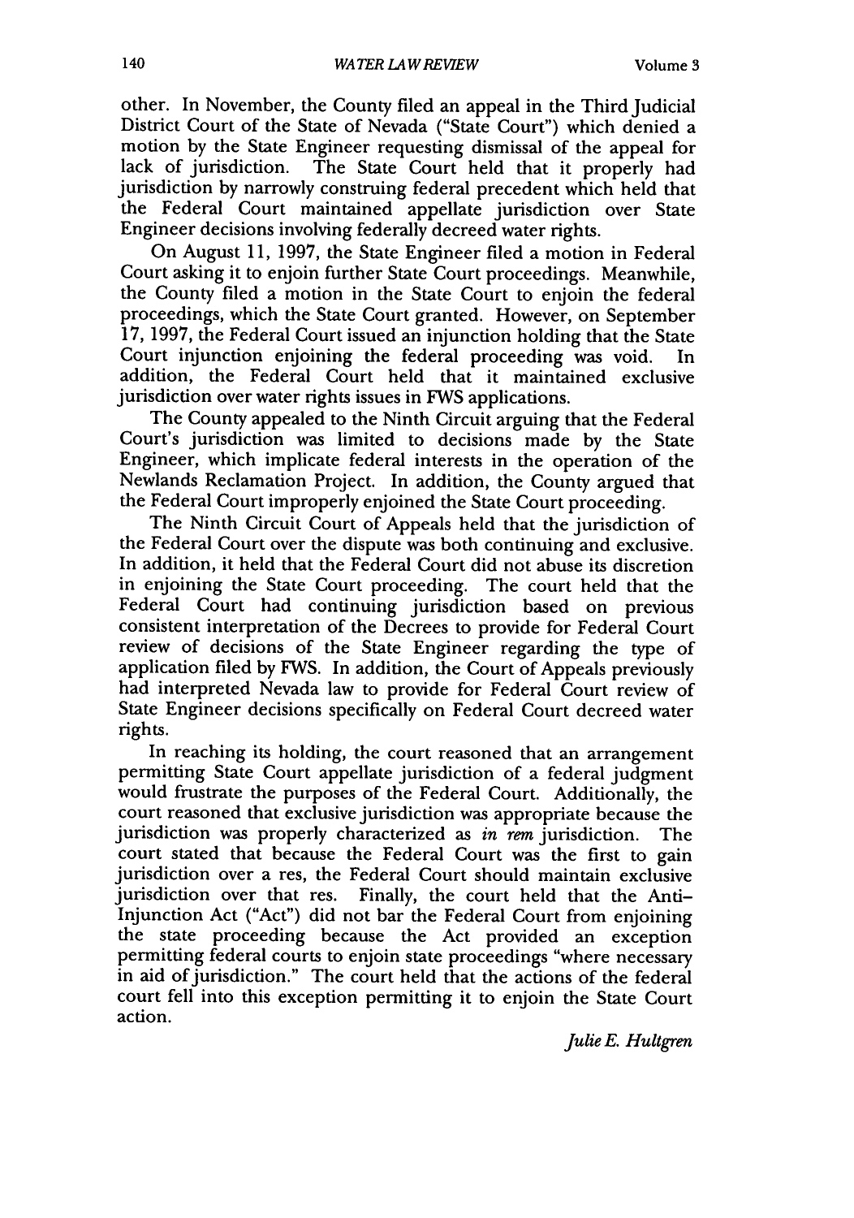other. In November, the County filed an appeal in the Third Judicial District Court of the State of Nevada ("State Court") which denied a motion by the State Engineer requesting dismissal of the appeal for lack of jurisdiction. The State Court held that it properly had jurisdiction by narrowly construing federal precedent which held that the Federal Court maintained appellate jurisdiction over State Engineer decisions involving federally decreed water rights.

On August 11, 1997, the State Engineer filed a motion in Federal Court asking it to enjoin further State Court proceedings. Meanwhile, the County filed a motion in the State Court to enjoin the federal proceedings, which the State Court granted. However, on September 17, 1997, the Federal Court issued an injunction holding that the State Court injunction enjoining the federal proceeding was void. In addition, the Federal Court held that it maintained exclusive jurisdiction over water rights issues in FWS applications.

The County appealed to the Ninth Circuit arguing that the Federal Court's jurisdiction was limited to decisions made by the State Engineer, which implicate federal interests in the operation of the Newlands Reclamation Project. In addition, the County argued that the Federal Court improperly enjoined the State Court proceeding.

The Ninth Circuit Court of Appeals held that the jurisdiction of the Federal Court over the dispute was both continuing and exclusive. In addition, it held that the Federal Court did not abuse its discretion in enjoining the State Court proceeding. The court held that the Federal Court had continuing jurisdiction based on previous consistent interpretation of the Decrees to provide for Federal Court review of decisions of the State Engineer regarding the type of application filed by FWS. In addition, the Court of Appeals previously had interpreted Nevada law to provide for Federal Court review of State Engineer decisions specifically on Federal Court decreed water rights.

In reaching its holding, the court reasoned that an arrangement permitting State Court appellate jurisdiction of a federal judgment would frustrate the purposes of the Federal Court. Additionally, the court reasoned that exclusive jurisdiction was appropriate because the jurisdiction was properly characterized as *in rem* jurisdiction. The court stated that because the Federal Court was the first to gain jurisdiction over a res, the Federal Court should maintain exclusive jurisdiction over that res. Finally, the court held that the Anti-Injunction Act ("Act") did not bar the Federal Court from enjoining the state proceeding because the Act provided an exception permitting federal courts to enjoin state proceedings "where necessary in aid of jurisdiction." The court held that the actions of the federal court fell into this exception permitting it to enjoin the State Court action.

*Julie E. Hultgren*